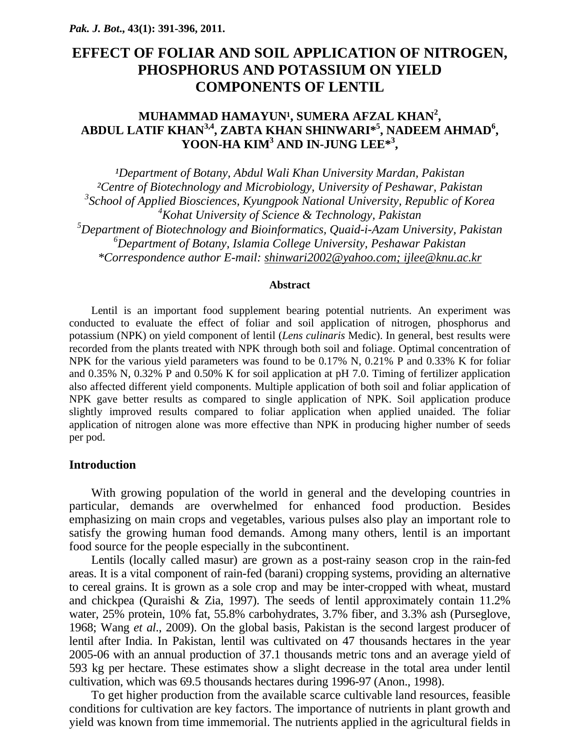*Pak. J. Bot*., 43(1): 391-396, 2011.

# EFFECT OF FOLIAR AND SOIL APPLICATION OF NITROGEN, PHOSPHORUS AND POTASSIUM ON YIELD COMPONENTS OF LENTIL

**MUHAMMAD HAMAYUN[1], SUMERA AFZAL KHAN[2], ABDUL LATIF KHAN[3,4], ZABTA KHAN SHINWARI*[5], NADEEM AHMAD[6], YOON-HA KIM[3] AND IN-JUNG LEE*[3],**

*[1]Department of Botany, Abdul Wali Khan University Mardan, Pakistan*
*[2]Centre of Biotechnology and Microbiology, University of Peshawar, Pakistan*
*[3]School of Applied Biosciences, Kyungpook National University, Republic of Korea*
*[4]Kohat University of Science & Technology, Pakistan*
*[5]Department of Biotechnology and Bioinformatics, Quaid-i-Azam University, Pakistan*
*[6]Department of Botany, Islamia College University, Peshawar Pakistan*
*\*Correspondence author E-mail: shinwari2002@yahoo.com; ijlee@knu.ac.kr*

**Abstract**

Lentil is an important food supplement bearing potential nutrients. An experiment was conducted to evaluate the effect of foliar and soil application of nitrogen, phosphorus and potassium (NPK) on yield component of lentil (*Lens culinaris* Medic). In general, best results were recorded from the plants treated with NPK through both soil and foliage. Optimal concentration of NPK for the various yield parameters was found to be 0.17% N, 0.21% P and 0.33% K for foliar and 0.35% N, 0.32% P and 0.50% K for soil application at pH 7.0. Timing of fertilizer application also affected different yield components. Multiple application of both soil and foliar application of NPK gave better results as compared to single application of NPK. Soil application produce slightly improved results compared to foliar application when applied unaided. The foliar application of nitrogen alone was more effective than NPK in producing higher number of seeds per pod.

## Introduction

With growing population of the world in general and the developing countries in particular, demands are overwhelmed for enhanced food production. Besides emphasizing on main crops and vegetables, various pulses also play an important role to satisfy the growing human food demands. Among many others, lentil is an important food source for the people especially in the subcontinent.

Lentils (locally called masur) are grown as a post-rainy season crop in the rain-fed areas. It is a vital component of rain-fed (barani) cropping systems, providing an alternative to cereal grains. It is grown as a sole crop and may be inter-cropped with wheat, mustard and chickpea (Quraishi & Zia, 1997). The seeds of lentil approximately contain 11.2% water, 25% protein, 10% fat, 55.8% carbohydrates, 3.7% fiber, and 3.3% ash (Purseglove, 1968; Wang *et al*., 2009). On the global basis, Pakistan is the second largest producer of lentil after India. In Pakistan, lentil was cultivated on 47 thousands hectares in the year 2005-06 with an annual production of 37.1 thousands metric tons and an average yield of 593 kg per hectare. These estimates show a slight decrease in the total area under lentil cultivation, which was 69.5 thousands hectares during 1996-97 (Anon., 1998).

To get higher production from the available scarce cultivable land resources, feasible conditions for cultivation are key factors. The importance of nutrients in plant growth and yield was known from time immemorial. The nutrients applied in the agricultural fields in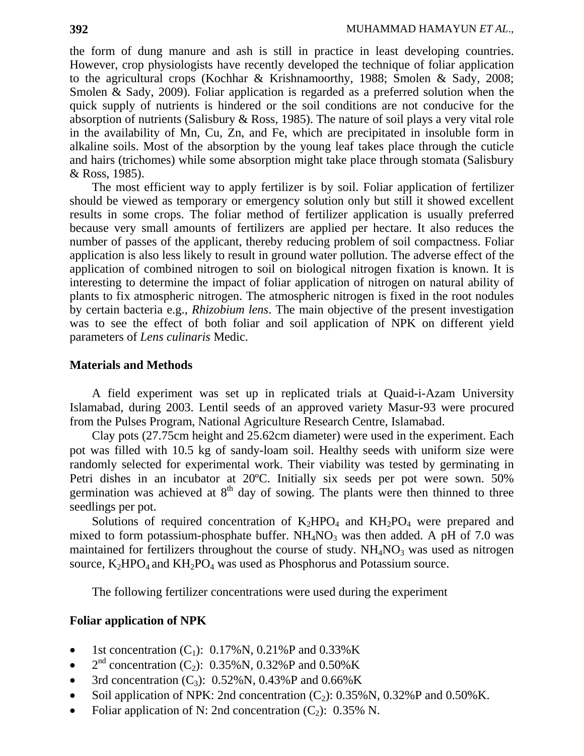the form of dung manure and ash is still in practice in least developing countries. However, crop physiologists have recently developed the technique of foliar application to the agricultural crops (Kochhar & Krishnamoorthy, 1988; Smolen & Sady, 2008; Smolen & Sady, 2009). Foliar application is regarded as a preferred solution when the quick supply of nutrients is hindered or the soil conditions are not conducive for the absorption of nutrients (Salisbury & Ross, 1985). The nature of soil plays a very vital role in the availability of Mn, Cu, Zn, and Fe, which are precipitated in insoluble form in alkaline soils. Most of the absorption by the young leaf takes place through the cuticle and hairs (trichomes) while some absorption might take place through stomata (Salisbury & Ross, 1985).

The most efficient way to apply fertilizer is by soil. Foliar application of fertilizer should be viewed as temporary or emergency solution only but still it showed excellent results in some crops. The foliar method of fertilizer application is usually preferred because very small amounts of fertilizers are applied per hectare. It also reduces the number of passes of the applicant, thereby reducing problem of soil compactness. Foliar application is also less likely to result in ground water pollution. The adverse effect of the application of combined nitrogen to soil on biological nitrogen fixation is known. It is interesting to determine the impact of foliar application of nitrogen on natural ability of plants to fix atmospheric nitrogen. The atmospheric nitrogen is fixed in the root nodules by certain bacteria e.g., *Rhizobium lens*. The main objective of the present investigation was to see the effect of both foliar and soil application of NPK on different yield parameters of *Lens culinaris* Medic.

## Materials and Methods

A field experiment was set up in replicated trials at Quaid-i-Azam University Islamabad, during 2003. Lentil seeds of an approved variety Masur-93 were procured from the Pulses Program, National Agriculture Research Centre, Islamabad.

Clay pots (27.75cm height and 25.62cm diameter) were used in the experiment. Each pot was filled with 10.5 kg of sandy-loam soil. Healthy seeds with uniform size were randomly selected for experimental work. Their viability was tested by germinating in Petri dishes in an incubator at 20ºC. Initially six seeds per pot were sown. 50% germination was achieved at 8th day of sowing. The plants were then thinned to three seedlings per pot.

Solutions of required concentration of $K_2HPO_4$ and $KH_2PO_4$ were prepared and mixed to form potassium-phosphate buffer. $NH_4NO_3$ was then added. A pH of 7.0 was maintained for fertilizers throughout the course of study. $NH_4NO_3$ was used as nitrogen source, $K_2HPO_4$ and $KH_2PO_4$ was used as Phosphorus and Potassium source.

The following fertilizer concentrations were used during the experiment

**Foliar application of NPK**

- 1st concentration ($C_1$): 0.17%N, 0.21%P and 0.33%K
- 2nd concentration ($C_2$): 0.35%N, 0.32%P and 0.50%K
- 3rd concentration ($C_3$): 0.52%N, 0.43%P and 0.66%K
- Soil application of NPK: 2nd concentration ($C_2$): 0.35%N, 0.32%P and 0.50%K.
- Foliar application of N: 2nd concentration ($C_2$): 0.35% N.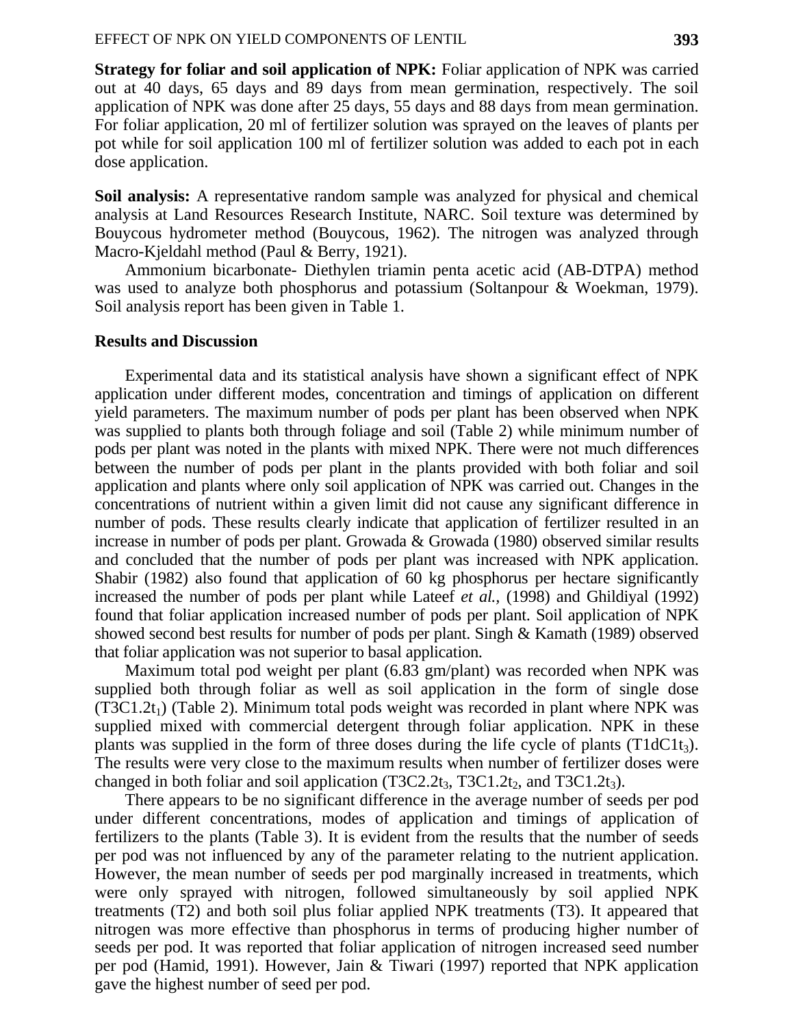**Strategy for foliar and soil application of NPK:** Foliar application of NPK was carried out at 40 days, 65 days and 89 days from mean germination, respectively. The soil application of NPK was done after 25 days, 55 days and 88 days from mean germination. For foliar application, 20 ml of fertilizer solution was sprayed on the leaves of plants per pot while for soil application 100 ml of fertilizer solution was added to each pot in each dose application.

**Soil analysis:** A representative random sample was analyzed for physical and chemical analysis at Land Resources Research Institute, NARC. Soil texture was determined by Bouycous hydrometer method (Bouycous, 1962). The nitrogen was analyzed through Macro-Kjeldahl method (Paul & Berry, 1921).

Ammonium bicarbonate- Diethylen triamin penta acetic acid (AB-DTPA) method was used to analyze both phosphorus and potassium (Soltanpour & Woekman, 1979). Soil analysis report has been given in Table 1.

## Results and Discussion

Experimental data and its statistical analysis have shown a significant effect of NPK application under different modes, concentration and timings of application on different yield parameters. The maximum number of pods per plant has been observed when NPK was supplied to plants both through foliage and soil (Table 2) while minimum number of pods per plant was noted in the plants with mixed NPK. There were not much differences between the number of pods per plant in the plants provided with both foliar and soil application and plants where only soil application of NPK was carried out. Changes in the concentrations of nutrient within a given limit did not cause any significant difference in number of pods. These results clearly indicate that application of fertilizer resulted in an increase in number of pods per plant. Growada & Growada (1980) observed similar results and concluded that the number of pods per plant was increased with NPK application. Shabir (1982) also found that application of 60 kg phosphorus per hectare significantly increased the number of pods per plant while Lateef *et al.,* (1998) and Ghildiyal (1992) found that foliar application increased number of pods per plant. Soil application of NPK showed second best results for number of pods per plant. Singh & Kamath (1989) observed that foliar application was not superior to basal application.

Maximum total pod weight per plant (6.83 gm/plant) was recorded when NPK was supplied both through foliar as well as soil application in the form of single dose ($T3C1.2t_1$) (Table 2). Minimum total pods weight was recorded in plant where NPK was supplied mixed with commercial detergent through foliar application. NPK in these plants was supplied in the form of three doses during the life cycle of plants ($T1dC1t_3$). The results were very close to the maximum results when number of fertilizer doses were changed in both foliar and soil application ($T3C2.2t_3$, $T3C1.2t_2$, and $T3C1.2t_3$).

There appears to be no significant difference in the average number of seeds per pod under different concentrations, modes of application and timings of application of fertilizers to the plants (Table 3). It is evident from the results that the number of seeds per pod was not influenced by any of the parameter relating to the nutrient application. However, the mean number of seeds per pod marginally increased in treatments, which were only sprayed with nitrogen, followed simultaneously by soil applied NPK treatments (T2) and both soil plus foliar applied NPK treatments (T3). It appeared that nitrogen was more effective than phosphorus in terms of producing higher number of seeds per pod. It was reported that foliar application of nitrogen increased seed number per pod (Hamid, 1991). However, Jain & Tiwari (1997) reported that NPK application gave the highest number of seed per pod.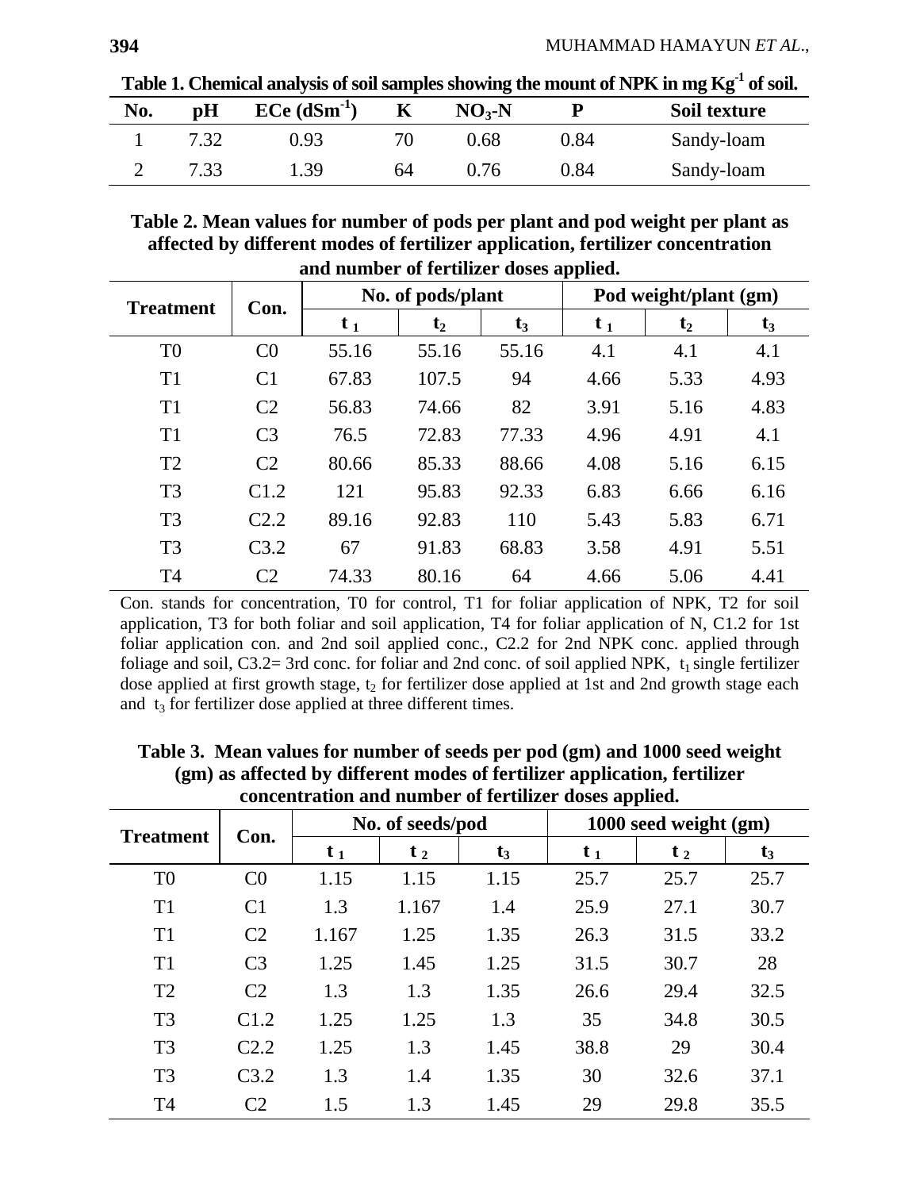**Table 1. Chemical analysis of soil samples showing the mount of NPK in mg $Kg^{-1}$ of soil.**

| No. | pH | ECe ($dSm^{-1}$) | K | $NO_3$-N | P | Soil texture |
|---|---|---|---|---|---|---|
| 1 | 7.32 | 0.93 | 70 | 0.68 | 0.84 | Sandy-loam |
| 2 | 7.33 | 1.39 | 64 | 0.76 | 0.84 | Sandy-loam |

**Table 2. Mean values for number of pods per plant and pod weight per plant as affected by different modes of fertilizer application, fertilizer concentration and number of fertilizer doses applied.**

| Treatment | Con. | No. of pods/plant | | | Pod weight/plant (gm) | | |
|---|---|---|---|---|---|---|---|
| | | $t_1$ | $t_2$ | $t_3$ | $t_1$ | $t_2$ | $t_3$ |
| T0 | C0 | 55.16 | 55.16 | 55.16 | 4.1 | 4.1 | 4.1 |
| T1 | C1 | 67.83 | 107.5 | 94 | 4.66 | 5.33 | 4.93 |
| T1 | C2 | 56.83 | 74.66 | 82 | 3.91 | 5.16 | 4.83 |
| T1 | C3 | 76.5 | 72.83 | 77.33 | 4.96 | 4.91 | 4.1 |
| T2 | C2 | 80.66 | 85.33 | 88.66 | 4.08 | 5.16 | 6.15 |
| T3 | C1.2 | 121 | 95.83 | 92.33 | 6.83 | 6.66 | 6.16 |
| T3 | C2.2 | 89.16 | 92.83 | 110 | 5.43 | 5.83 | 6.71 |
| T3 | C3.2 | 67 | 91.83 | 68.83 | 3.58 | 4.91 | 5.51 |
| T4 | C2 | 74.33 | 80.16 | 64 | 4.66 | 5.06 | 4.41 |

Con. stands for concentration, T0 for control, T1 for foliar application of NPK, T2 for soil application, T3 for both foliar and soil application, T4 for foliar application of N, C1.2 for 1st foliar application con. and 2nd soil applied conc., C2.2 for 2nd NPK conc. applied through foliage and soil, C3.2= 3rd conc. for foliar and 2nd conc. of soil applied NPK, $t_1$ single fertilizer dose applied at first growth stage, $t_2$ for fertilizer dose applied at 1st and 2nd growth stage each and $t_3$ for fertilizer dose applied at three different times.

**Table 3. Mean values for number of seeds per pod (gm) and 1000 seed weight (gm) as affected by different modes of fertilizer application, fertilizer concentration and number of fertilizer doses applied.**

| Treatment | Con. | No. of seeds/pod | | | 1000 seed weight (gm) | | |
|---|---|---|---|---|---|---|---|
| | | $t_1$ | $t_2$ | $t_3$ | $t_1$ | $t_2$ | $t_3$ |
| T0 | C0 | 1.15 | 1.15 | 1.15 | 25.7 | 25.7 | 25.7 |
| T1 | C1 | 1.3 | 1.167 | 1.4 | 25.9 | 27.1 | 30.7 |
| T1 | C2 | 1.167 | 1.25 | 1.35 | 26.3 | 31.5 | 33.2 |
| T1 | C3 | 1.25 | 1.45 | 1.25 | 31.5 | 30.7 | 28 |
| T2 | C2 | 1.3 | 1.3 | 1.35 | 26.6 | 29.4 | 32.5 |
| T3 | C1.2 | 1.25 | 1.25 | 1.3 | 35 | 34.8 | 30.5 |
| T3 | C2.2 | 1.25 | 1.3 | 1.45 | 38.8 | 29 | 30.4 |
| T3 | C3.2 | 1.3 | 1.4 | 1.35 | 30 | 32.6 | 37.1 |
| T4 | C2 | 1.5 | 1.3 | 1.45 | 29 | 29.8 | 35.5 |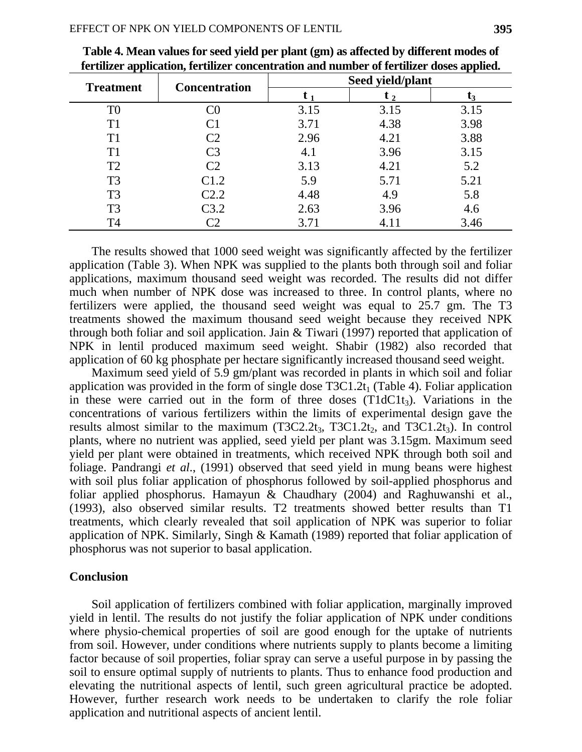**Table 4. Mean values for seed yield per plant (gm) as affected by different modes of fertilizer application, fertilizer concentration and number of fertilizer doses applied.**

| Treatment | Concentration | Seed yield/plant | | |
|---|---|---|---|---|
| | | $t_1$ | $t_2$ | $t_3$ |
| T0 | C0 | 3.15 | 3.15 | 3.15 |
| T1 | C1 | 3.71 | 4.38 | 3.98 |
| T1 | C2 | 2.96 | 4.21 | 3.88 |
| T1 | C3 | 4.1 | 3.96 | 3.15 |
| T2 | C2 | 3.13 | 4.21 | 5.2 |
| T3 | C1.2 | 5.9 | 5.71 | 5.21 |
| T3 | C2.2 | 4.48 | 4.9 | 5.8 |
| T3 | C3.2 | 2.63 | 3.96 | 4.6 |
| T4 | C2 | 3.71 | 4.11 | 3.46 |

The results showed that 1000 seed weight was significantly affected by the fertilizer application (Table 3). When NPK was supplied to the plants both through soil and foliar applications, maximum thousand seed weight was recorded. The results did not differ much when number of NPK dose was increased to three. In control plants, where no fertilizers were applied, the thousand seed weight was equal to 25.7 gm. The T3 treatments showed the maximum thousand seed weight because they received NPK through both foliar and soil application. Jain & Tiwari (1997) reported that application of NPK in lentil produced maximum seed weight. Shabir (1982) also recorded that application of 60 kg phosphate per hectare significantly increased thousand seed weight.

Maximum seed yield of 5.9 gm/plant was recorded in plants in which soil and foliar application was provided in the form of single dose T3C1.2$t_1$ (Table 4). Foliar application in these were carried out in the form of three doses (T1dC1$t_3$). Variations in the concentrations of various fertilizers within the limits of experimental design gave the results almost similar to the maximum (T3C2.2$t_3$, T3C1.2$t_2$, and T3C1.2$t_3$). In control plants, where no nutrient was applied, seed yield per plant was 3.15gm. Maximum seed yield per plant were obtained in treatments, which received NPK through both soil and foliage. Pandrangi *et al*., (1991) observed that seed yield in mung beans were highest with soil plus foliar application of phosphorus followed by soil-applied phosphorus and foliar applied phosphorus. Hamayun & Chaudhary (2004) and Raghuwanshi et al., (1993), also observed similar results. T2 treatments showed better results than T1 treatments, which clearly revealed that soil application of NPK was superior to foliar application of NPK. Similarly, Singh & Kamath (1989) reported that foliar application of phosphorus was not superior to basal application.

## Conclusion

Soil application of fertilizers combined with foliar application, marginally improved yield in lentil. The results do not justify the foliar application of NPK under conditions where physio-chemical properties of soil are good enough for the uptake of nutrients from soil. However, under conditions where nutrients supply to plants become a limiting factor because of soil properties, foliar spray can serve a useful purpose in by passing the soil to ensure optimal supply of nutrients to plants. Thus to enhance food production and elevating the nutritional aspects of lentil, such green agricultural practice be adopted. However, further research work needs to be undertaken to clarify the role foliar application and nutritional aspects of ancient lentil.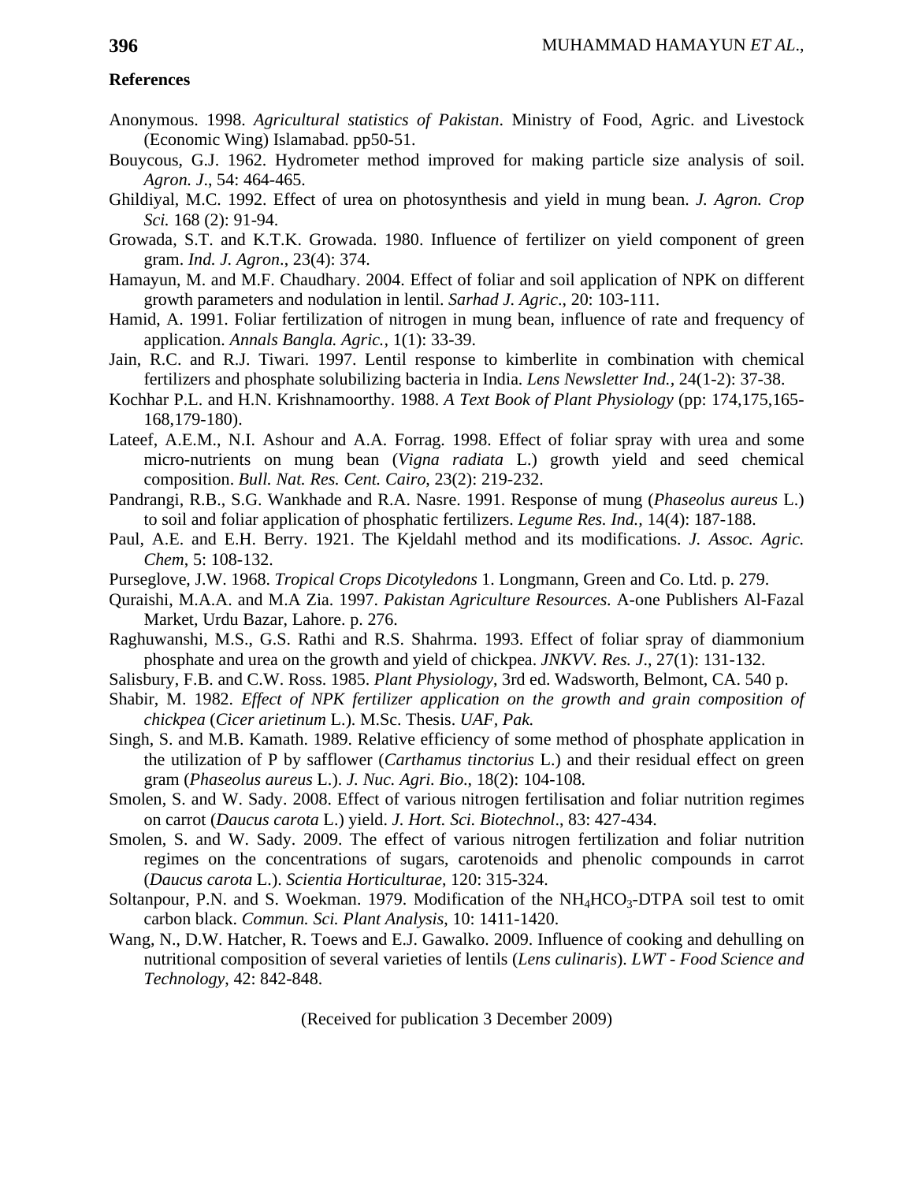## References

Anonymous. 1998. *Agricultural statistics of Pakistan*. Ministry of Food, Agric. and Livestock (Economic Wing) Islamabad. pp50-51.

Bouycous, G.J. 1962. Hydrometer method improved for making particle size analysis of soil. *Agron. J*., 54: 464-465.

Ghildiyal, M.C. 1992. Effect of urea on photosynthesis and yield in mung bean. *J. Agron. Crop Sci.* 168 (2): 91-94.

Growada, S.T. and K.T.K. Growada. 1980. Influence of fertilizer on yield component of green gram. *Ind. J. Agron*., 23(4): 374.

Hamayun, M. and M.F. Chaudhary. 2004. Effect of foliar and soil application of NPK on different growth parameters and nodulation in lentil. *Sarhad J. Agric*., 20: 103-111.

Hamid, A. 1991. Foliar fertilization of nitrogen in mung bean, influence of rate and frequency of application. *Annals Bangla. Agric.*, 1(1): 33-39.

Jain, R.C. and R.J. Tiwari. 1997. Lentil response to kimberlite in combination with chemical fertilizers and phosphate solubilizing bacteria in India. *Lens Newsletter Ind.*, 24(1-2): 37-38.

Kochhar P.L. and H.N. Krishnamoorthy. 1988. *A Text Book of Plant Physiology* (pp: 174,175,165-168,179-180).

Lateef, A.E.M., N.I. Ashour and A.A. Forrag. 1998. Effect of foliar spray with urea and some micro-nutrients on mung bean (*Vigna radiata* L.) growth yield and seed chemical composition. *Bull. Nat. Res. Cent. Cairo*, 23(2): 219-232.

Pandrangi, R.B., S.G. Wankhade and R.A. Nasre. 1991. Response of mung (*Phaseolus aureus* L.) to soil and foliar application of phosphatic fertilizers. *Legume Res. Ind.*, 14(4): 187-188.

Paul, A.E. and E.H. Berry. 1921. The Kjeldahl method and its modifications. *J. Assoc. Agric. Chem*, 5: 108-132.

Purseglove, J.W. 1968. *Tropical Crops Dicotyledons* 1. Longmann, Green and Co. Ltd. p. 279.

Quraishi, M.A.A. and M.A Zia. 1997. *Pakistan Agriculture Resources.* A-one Publishers Al-Fazal Market, Urdu Bazar, Lahore. p. 276.

Raghuwanshi, M.S., G.S. Rathi and R.S. Shahrma. 1993. Effect of foliar spray of diammonium phosphate and urea on the growth and yield of chickpea. *JNKVV. Res. J*., 27(1): 131-132.

Salisbury, F.B. and C.W. Ross. 1985. *Plant Physiology*, 3rd ed. Wadsworth, Belmont, CA. 540 p.

Shabir, M. 1982. *Effect of NPK fertilizer application on the growth and grain composition of chickpea* (*Cicer arietinum* L.). M.Sc. Thesis. *UAF, Pak.*

Singh, S. and M.B. Kamath. 1989. Relative efficiency of some method of phosphate application in the utilization of P by safflower (*Carthamus tinctorius* L.) and their residual effect on green gram (*Phaseolus aureus* L.). *J. Nuc. Agri. Bio*., 18(2): 104-108.

Smolen, S. and W. Sady. 2008. Effect of various nitrogen fertilisation and foliar nutrition regimes on carrot (*Daucus carota* L.) yield. *J. Hort. Sci. Biotechnol*., 83: 427-434.

Smolen, S. and W. Sady. 2009. The effect of various nitrogen fertilization and foliar nutrition regimes on the concentrations of sugars, carotenoids and phenolic compounds in carrot (*Daucus carota* L.). *Scientia Horticulturae*, 120: 315-324.

Soltanpour, P.N. and S. Woekman. 1979. Modification of the $NH_4HCO_3$-DTPA soil test to omit carbon black. *Commun. Sci. Plant Analysis*, 10: 1411-1420.

Wang, N., D.W. Hatcher, R. Toews and E.J. Gawalko. 2009. Influence of cooking and dehulling on nutritional composition of several varieties of lentils (*Lens culinaris*). *LWT - Food Science and Technology*, 42: 842-848.

(Received for publication 3 December 2009)